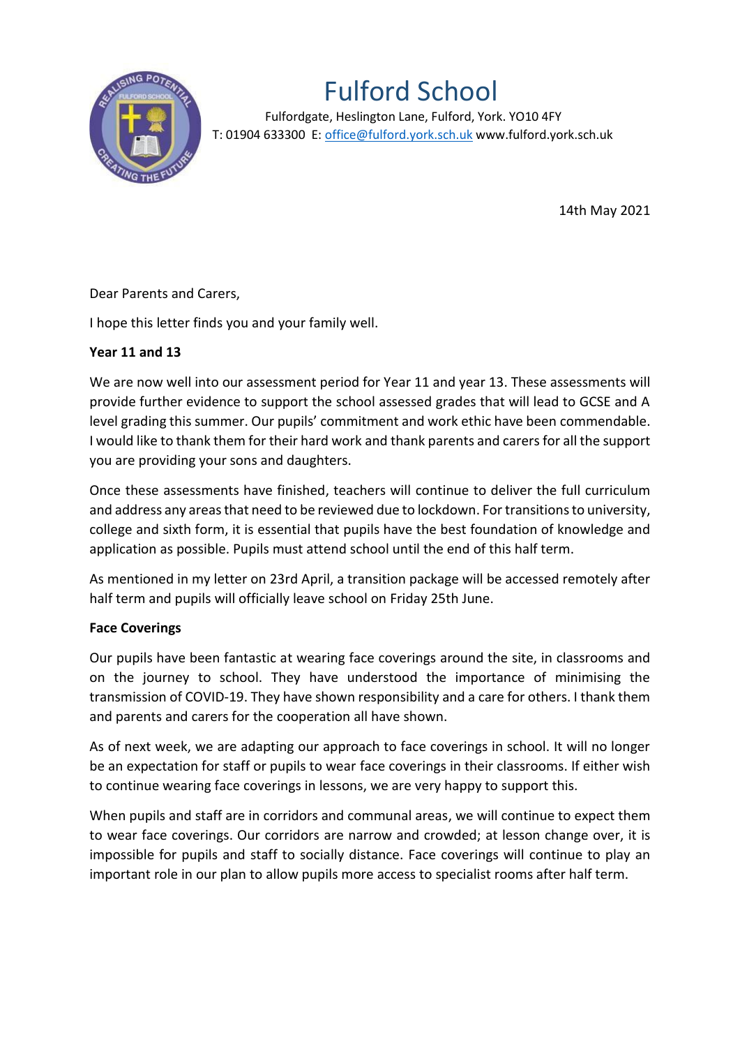# Fulford School

Fulfordgate, Heslington Lane, Fulford, York. YO10 4FY
T: 01904 633300 E: office@fulford.york.sch.uk www.fulford.york.sch.uk

14th May 2021

Dear Parents and Carers,

I hope this letter finds you and your family well.

**Year 11 and 13**

We are now well into our assessment period for Year 11 and year 13. These assessments will provide further evidence to support the school assessed grades that will lead to GCSE and A level grading this summer. Our pupils' commitment and work ethic have been commendable. I would like to thank them for their hard work and thank parents and carers for all the support you are providing your sons and daughters.

Once these assessments have finished, teachers will continue to deliver the full curriculum and address any areas that need to be reviewed due to lockdown. For transitions to university, college and sixth form, it is essential that pupils have the best foundation of knowledge and application as possible. Pupils must attend school until the end of this half term.

As mentioned in my letter on 23rd April, a transition package will be accessed remotely after half term and pupils will officially leave school on Friday 25th June.

**Face Coverings**

Our pupils have been fantastic at wearing face coverings around the site, in classrooms and on the journey to school. They have understood the importance of minimising the transmission of COVID-19. They have shown responsibility and a care for others. I thank them and parents and carers for the cooperation all have shown.

As of next week, we are adapting our approach to face coverings in school. It will no longer be an expectation for staff or pupils to wear face coverings in their classrooms. If either wish to continue wearing face coverings in lessons, we are very happy to support this.

When pupils and staff are in corridors and communal areas, we will continue to expect them to wear face coverings. Our corridors are narrow and crowded; at lesson change over, it is impossible for pupils and staff to socially distance. Face coverings will continue to play an important role in our plan to allow pupils more access to specialist rooms after half term.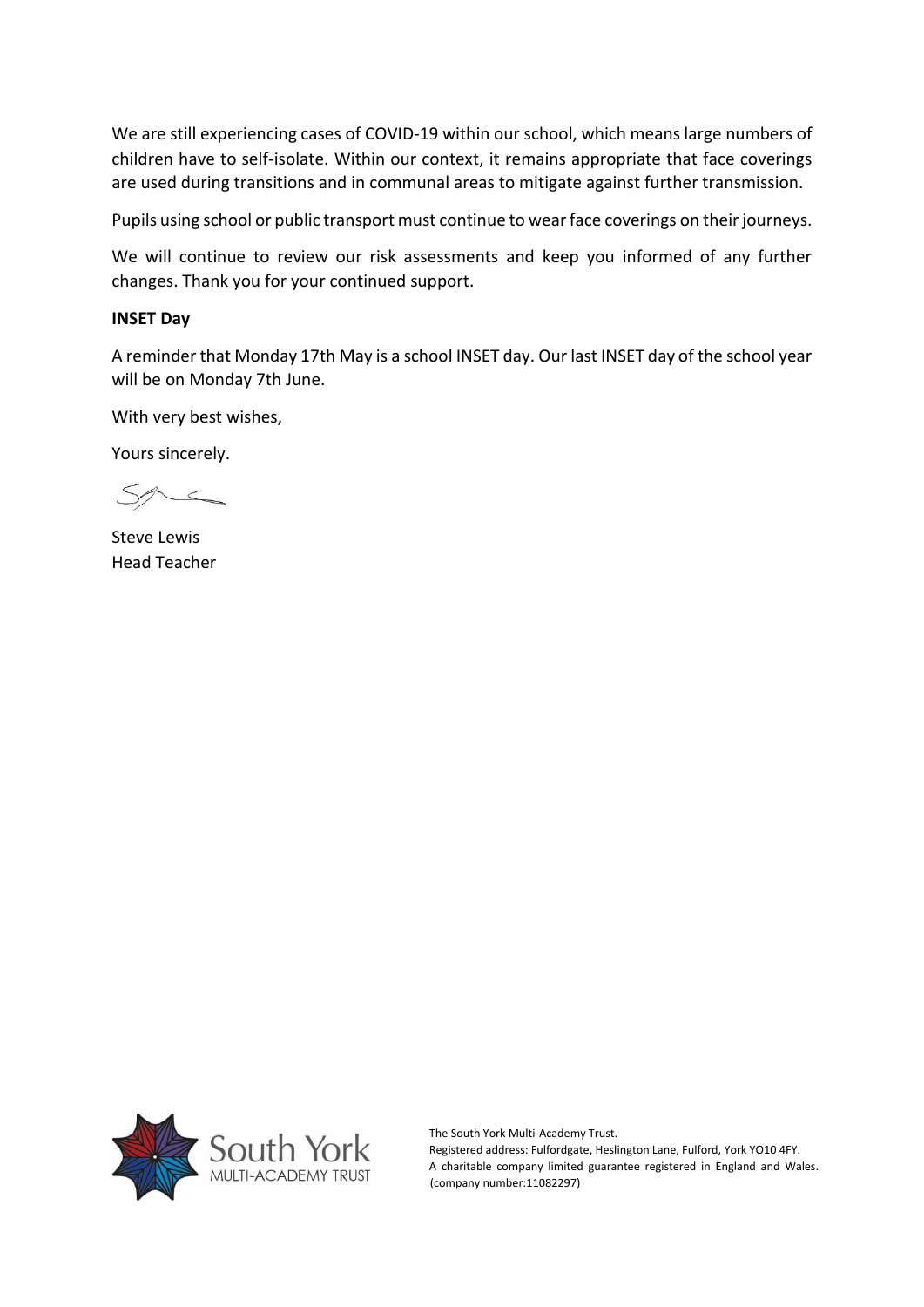We are still experiencing cases of COVID-19 within our school, which means large numbers of children have to self-isolate. Within our context, it remains appropriate that face coverings are used during transitions and in communal areas to mitigate against further transmission.

Pupils using school or public transport must continue to wear face coverings on their journeys.

We will continue to review our risk assessments and keep you informed of any further changes. Thank you for your continued support.

**INSET Day**

A reminder that Monday 17th May is a school INSET day. Our last INSET day of the school year will be on Monday 7th June.

With very best wishes,

Yours sincerely.

Steve Lewis
Head Teacher

The South York Multi-Academy Trust.
Registered address: Fulfordgate, Heslington Lane, Fulford, York YO10 4FY.
A charitable company limited guarantee registered in England and Wales. (company number:11082297)